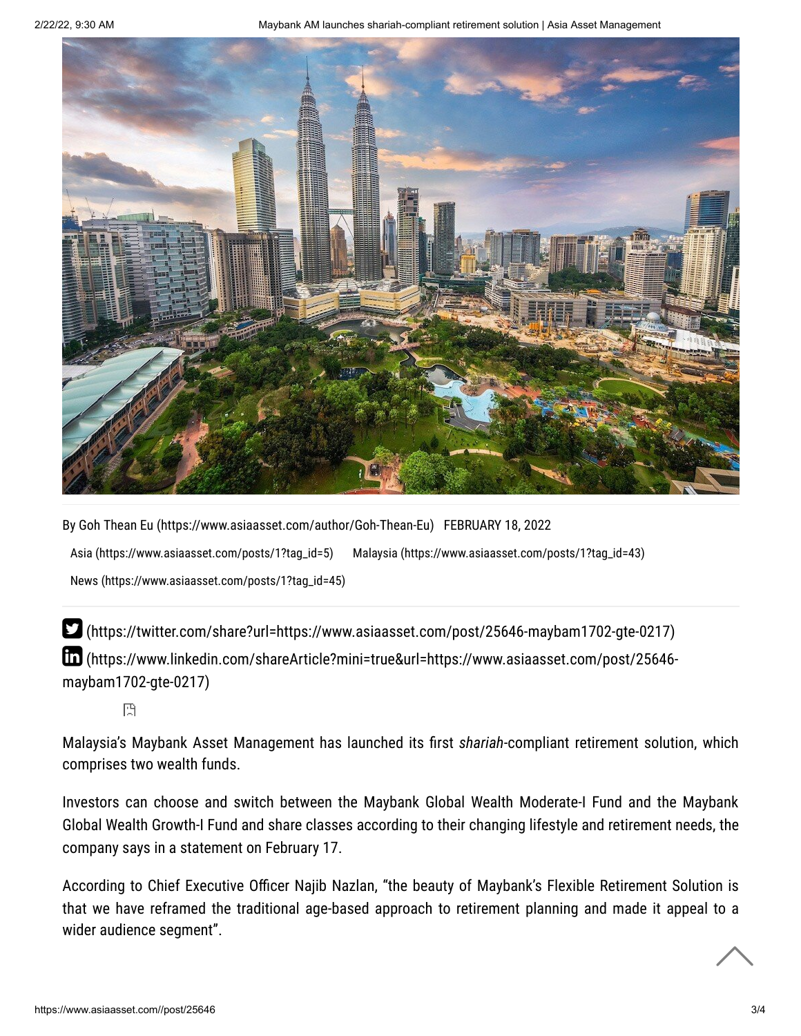By Goh Thean Eu (https://www.asiaasset.com/author/Goh-Thean-Eu) FEBRUARY 18, 2022

Asia (https://www.asiaasset.com/posts/1?tag_id=5) Malaysia (https://www.asiaasset.com/posts/1?tag_id=43)

News (https://www.asiaasset.com/posts/1?tag_id=45)

(https://twitter.com/share?url=https://www.asiaasset.com/post/25646-maybam1702-gte-0217)

(https://www.linkedin.com/shareArticle?mini=true&url=https://www.asiaasset.com/post/25646-maybam1702-gte-0217)

Malaysia's Maybank Asset Management has launched its first *shariah*-compliant retirement solution, which comprises two wealth funds.

Investors can choose and switch between the Maybank Global Wealth Moderate-I Fund and the Maybank Global Wealth Growth-I Fund and share classes according to their changing lifestyle and retirement needs, the company says in a statement on February 17.

According to Chief Executive Officer Najib Nazlan, "the beauty of Maybank's Flexible Retirement Solution is that we have reframed the traditional age-based approach to retirement planning and made it appeal to a wider audience segment".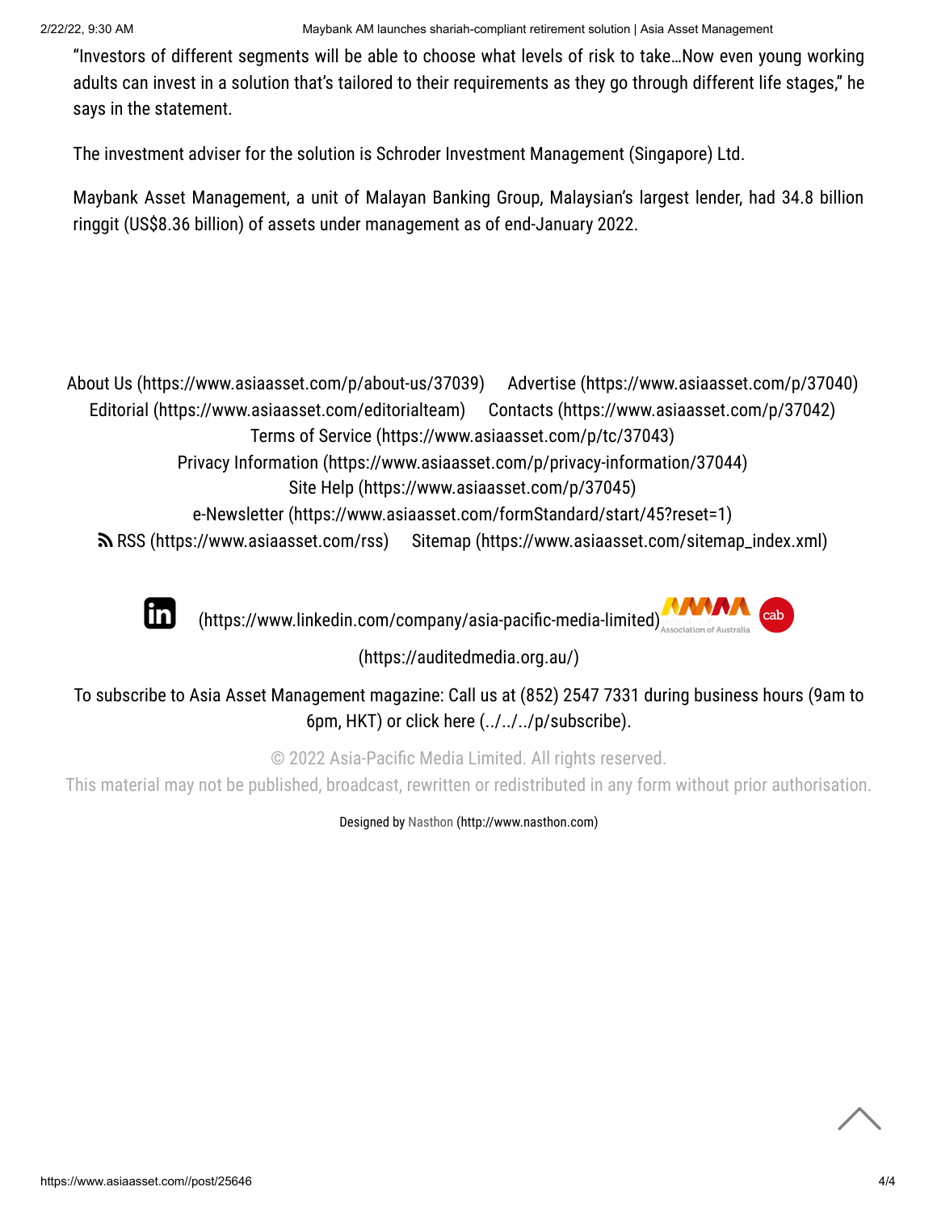"Investors of different segments will be able to choose what levels of risk to take…Now even young working adults can invest in a solution that's tailored to their requirements as they go through different life stages," he says in the statement.

The investment adviser for the solution is Schroder Investment Management (Singapore) Ltd.

Maybank Asset Management, a unit of Malayan Banking Group, Malaysian's largest lender, had 34.8 billion ringgit (US$8.36 billion) of assets under management as of end-January 2022.

About Us (https://www.asiaasset.com/p/about-us/37039) Advertise (https://www.asiaasset.com/p/37040)
Editorial (https://www.asiaasset.com/editorialteam) Contacts (https://www.asiaasset.com/p/37042)
Terms of Service (https://www.asiaasset.com/p/tc/37043)
Privacy Information (https://www.asiaasset.com/p/privacy-information/37044)
Site Help (https://www.asiaasset.com/p/37045)
e-Newsletter (https://www.asiaasset.com/formStandard/start/45?reset=1)
RSS (https://www.asiaasset.com/rss) Sitemap (https://www.asiaasset.com/sitemap_index.xml)

(https://www.linkedin.com/company/asia-pacific-media-limited) Association of Australia cab

(https://auditedmedia.org.au/)

To subscribe to Asia Asset Management magazine: Call us at (852) 2547 7331 during business hours (9am to 6pm, HKT) or click here (../../../p/subscribe).

© 2022 Asia-Pacific Media Limited. All rights reserved.
This material may not be published, broadcast, rewritten or redistributed in any form without prior authorisation.

Designed by Nasthon (http://www.nasthon.com)